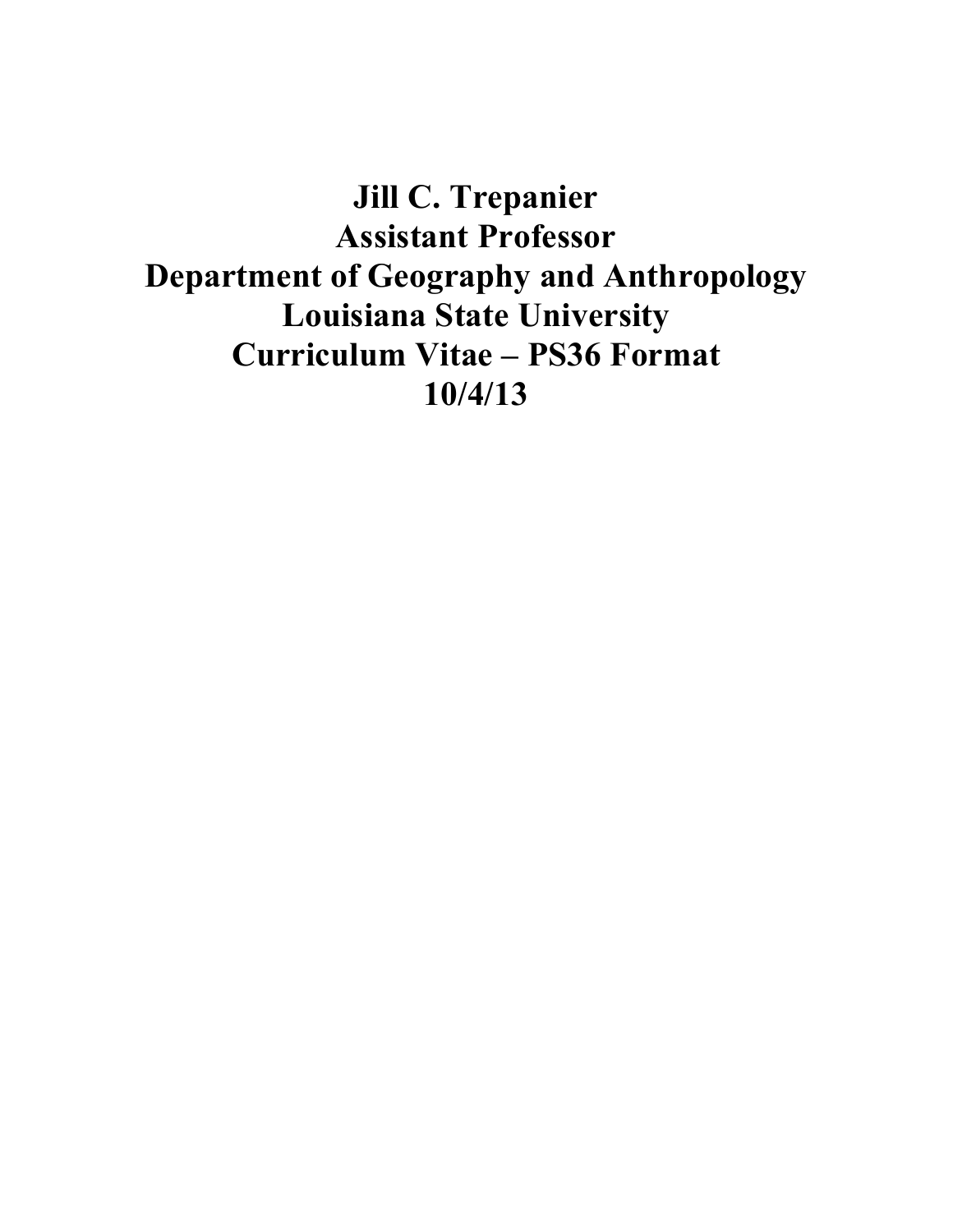# Jill C. Trepanier
# Assistant Professor
# Department of Geography and Anthropology
# Louisiana State University
# Curriculum Vitae – PS36 Format
# 10/4/13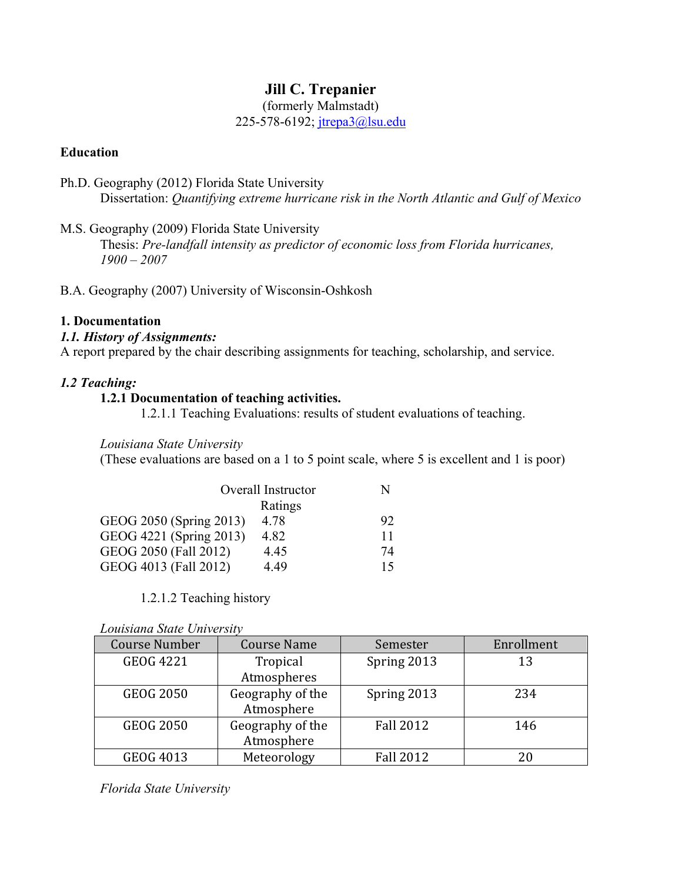# Jill C. Trepanier

(formerly Malmstadt)

225-578-6192; jtrepa3@lsu.edu

## Education

Ph.D. Geography (2012) Florida State University

Dissertation: *Quantifying extreme hurricane risk in the North Atlantic and Gulf of Mexico*

M.S. Geography (2009) Florida State University

Thesis: *Pre-landfall intensity as predictor of economic loss from Florida hurricanes, 1900 – 2007*

B.A. Geography (2007) University of Wisconsin-Oshkosh

## 1. Documentation

### *1.1. History of Assignments:*

A report prepared by the chair describing assignments for teaching, scholarship, and service.

### *1.2 Teaching:*

**1.2.1 Documentation of teaching activities.**

1.2.1.1 Teaching Evaluations: results of student evaluations of teaching.

*Louisiana State University*

(These evaluations are based on a 1 to 5 point scale, where 5 is excellent and 1 is poor)

| | Overall Instructor Ratings | N |
|---|---|---|
| GEOG 2050 (Spring 2013) | 4.78 | 92 |
| GEOG 4221 (Spring 2013) | 4.82 | 11 |
| GEOG 2050 (Fall 2012) | 4.45 | 74 |
| GEOG 4013 (Fall 2012) | 4.49 | 15 |

1.2.1.2 Teaching history

*Louisiana State University*

| Course Number | Course Name | Semester | Enrollment |
|---|---|---|---|
| GEOG 4221 | Tropical Atmospheres | Spring 2013 | 13 |
| GEOG 2050 | Geography of the Atmosphere | Spring 2013 | 234 |
| GEOG 2050 | Geography of the Atmosphere | Fall 2012 | 146 |
| GEOG 4013 | Meteorology | Fall 2012 | 20 |

*Florida State University*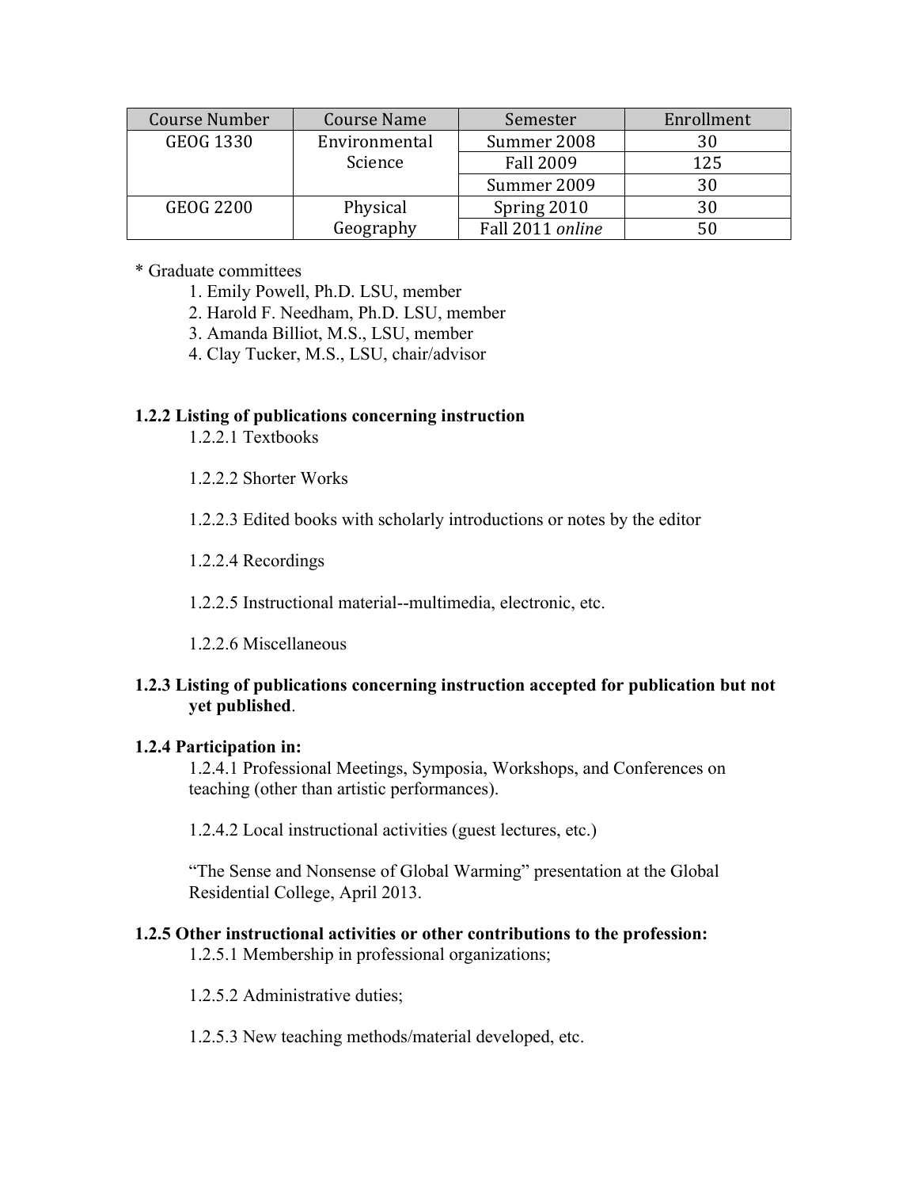| Course Number | Course Name | Semester | Enrollment |
| --- | --- | --- | --- |
| GEOG 1330 | Environmental Science | Summer 2008 | 30 |
| | | Fall 2009 | 125 |
| | | Summer 2009 | 30 |
| GEOG 2200 | Physical Geography | Spring 2010 | 30 |
| | | Fall 2011 *online* | 50 |

* Graduate committees
    1. Emily Powell, Ph.D. LSU, member
    2. Harold F. Needham, Ph.D. LSU, member
    3. Amanda Billiot, M.S., LSU, member
    4. Clay Tucker, M.S., LSU, chair/advisor

**1.2.2 Listing of publications concerning instruction**

1.2.2.1 Textbooks

1.2.2.2 Shorter Works

1.2.2.3 Edited books with scholarly introductions or notes by the editor

1.2.2.4 Recordings

1.2.2.5 Instructional material--multimedia, electronic, etc.

1.2.2.6 Miscellaneous

**1.2.3 Listing of publications concerning instruction accepted for publication but not yet published**.

**1.2.4 Participation in:**

1.2.4.1 Professional Meetings, Symposia, Workshops, and Conferences on teaching (other than artistic performances).

1.2.4.2 Local instructional activities (guest lectures, etc.)

"The Sense and Nonsense of Global Warming" presentation at the Global Residential College, April 2013.

**1.2.5 Other instructional activities or other contributions to the profession:**

1.2.5.1 Membership in professional organizations;

1.2.5.2 Administrative duties;

1.2.5.3 New teaching methods/material developed, etc.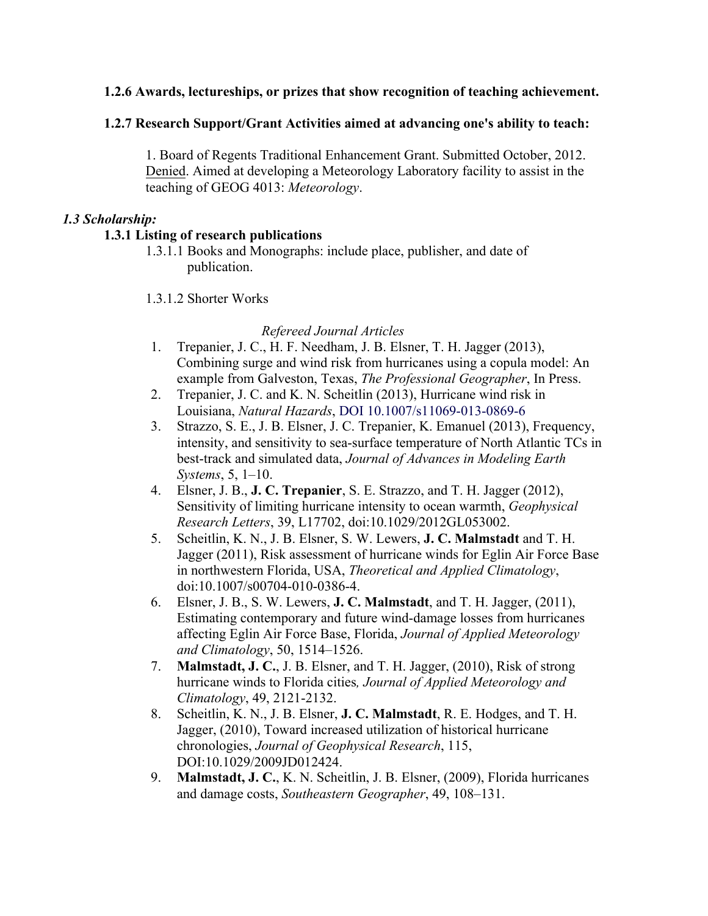**1.2.6 Awards, lectureships, or prizes that show recognition of teaching achievement.**

**1.2.7 Research Support/Grant Activities aimed at advancing one's ability to teach:**

1. Board of Regents Traditional Enhancement Grant. Submitted October, 2012. Denied. Aimed at developing a Meteorology Laboratory facility to assist in the teaching of GEOG 4013: *Meteorology*.

### *1.3 Scholarship:*

**1.3.1 Listing of research publications**

1.3.1.1 Books and Monographs: include place, publisher, and date of publication.

1.3.1.2 Shorter Works

*Refereed Journal Articles*

1. Trepanier, J. C., H. F. Needham, J. B. Elsner, T. H. Jagger (2013), Combining surge and wind risk from hurricanes using a copula model: An example from Galveston, Texas, *The Professional Geographer*, In Press.
2. Trepanier, J. C. and K. N. Scheitlin (2013), Hurricane wind risk in Louisiana, *Natural Hazards*, DOI 10.1007/s11069-013-0869-6
3. Strazzo, S. E., J. B. Elsner, J. C. Trepanier, K. Emanuel (2013), Frequency, intensity, and sensitivity to sea-surface temperature of North Atlantic TCs in best-track and simulated data, *Journal of Advances in Modeling Earth Systems*, 5, 1–10.
4. Elsner, J. B., **J. C. Trepanier**, S. E. Strazzo, and T. H. Jagger (2012), Sensitivity of limiting hurricane intensity to ocean warmth, *Geophysical Research Letters*, 39, L17702, doi:10.1029/2012GL053002.
5. Scheitlin, K. N., J. B. Elsner, S. W. Lewers, **J. C. Malmstadt** and T. H. Jagger (2011), Risk assessment of hurricane winds for Eglin Air Force Base in northwestern Florida, USA, *Theoretical and Applied Climatology*, doi:10.1007/s00704-010-0386-4.
6. Elsner, J. B., S. W. Lewers, **J. C. Malmstadt**, and T. H. Jagger, (2011), Estimating contemporary and future wind-damage losses from hurricanes affecting Eglin Air Force Base, Florida, *Journal of Applied Meteorology and Climatology*, 50, 1514–1526.
7. **Malmstadt, J. C.**, J. B. Elsner, and T. H. Jagger, (2010), Risk of strong hurricane winds to Florida cities, *Journal of Applied Meteorology and Climatology*, 49, 2121-2132.
8. Scheitlin, K. N., J. B. Elsner, **J. C. Malmstadt**, R. E. Hodges, and T. H. Jagger, (2010), Toward increased utilization of historical hurricane chronologies, *Journal of Geophysical Research*, 115, DOI:10.1029/2009JD012424.
9. **Malmstadt, J. C.**, K. N. Scheitlin, J. B. Elsner, (2009), Florida hurricanes and damage costs, *Southeastern Geographer*, 49, 108–131.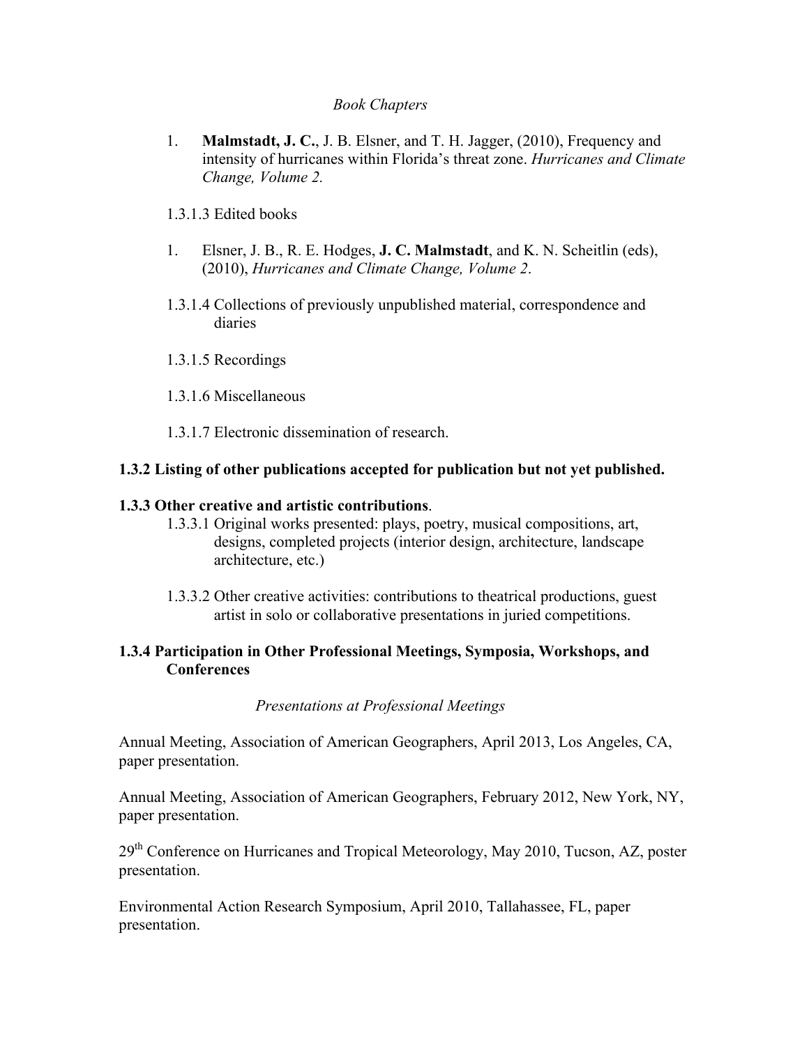*Book Chapters*

1. **Malmstadt, J. C.**, J. B. Elsner, and T. H. Jagger, (2010), Frequency and intensity of hurricanes within Florida's threat zone. *Hurricanes and Climate Change, Volume 2*.

1.3.1.3 Edited books

1. Elsner, J. B., R. E. Hodges, **J. C. Malmstadt**, and K. N. Scheitlin (eds), (2010), *Hurricanes and Climate Change, Volume 2*.

1.3.1.4 Collections of previously unpublished material, correspondence and diaries

1.3.1.5 Recordings

1.3.1.6 Miscellaneous

1.3.1.7 Electronic dissemination of research.

**1.3.2 Listing of other publications accepted for publication but not yet published.**

**1.3.3 Other creative and artistic contributions**.

1.3.3.1 Original works presented: plays, poetry, musical compositions, art, designs, completed projects (interior design, architecture, landscape architecture, etc.)

1.3.3.2 Other creative activities: contributions to theatrical productions, guest artist in solo or collaborative presentations in juried competitions.

**1.3.4 Participation in Other Professional Meetings, Symposia, Workshops, and Conferences**

*Presentations at Professional Meetings*

Annual Meeting, Association of American Geographers, April 2013, Los Angeles, CA, paper presentation.

Annual Meeting, Association of American Geographers, February 2012, New York, NY, paper presentation.

29th Conference on Hurricanes and Tropical Meteorology, May 2010, Tucson, AZ, poster presentation.

Environmental Action Research Symposium, April 2010, Tallahassee, FL, paper presentation.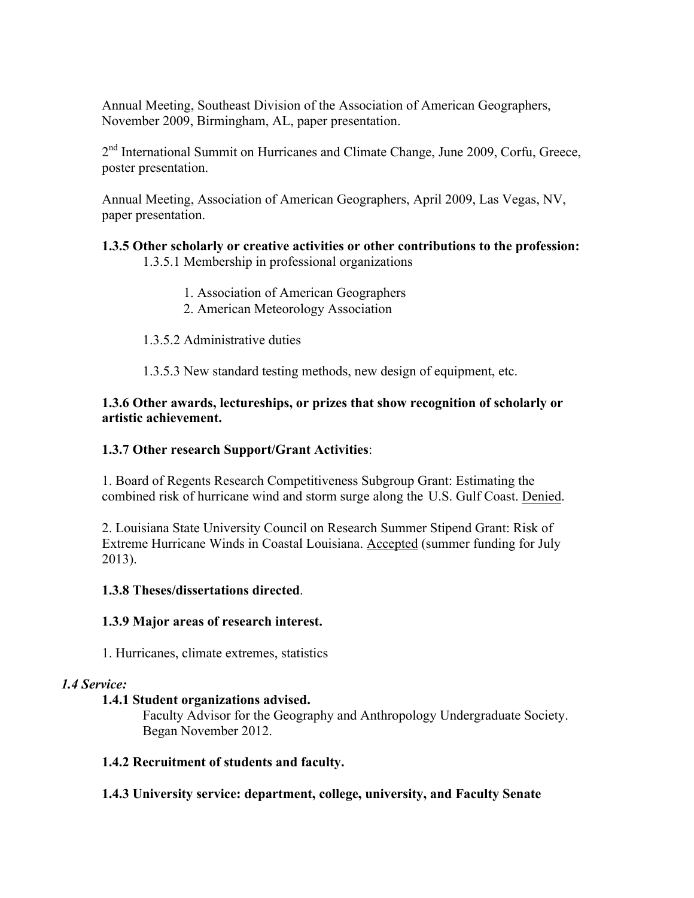Annual Meeting, Southeast Division of the Association of American Geographers, November 2009, Birmingham, AL, paper presentation.

2nd International Summit on Hurricanes and Climate Change, June 2009, Corfu, Greece, poster presentation.

Annual Meeting, Association of American Geographers, April 2009, Las Vegas, NV, paper presentation.

**1.3.5 Other scholarly or creative activities or other contributions to the profession:**

1.3.5.1 Membership in professional organizations

1. Association of American Geographers
2. American Meteorology Association

1.3.5.2 Administrative duties

1.3.5.3 New standard testing methods, new design of equipment, etc.

**1.3.6 Other awards, lectureships, or prizes that show recognition of scholarly or artistic achievement.**

**1.3.7 Other research Support/Grant Activities**:

1. Board of Regents Research Competitiveness Subgroup Grant: Estimating the combined risk of hurricane wind and storm surge along the U.S. Gulf Coast. Denied.

2. Louisiana State University Council on Research Summer Stipend Grant: Risk of Extreme Hurricane Winds in Coastal Louisiana. Accepted (summer funding for July 2013).

**1.3.8 Theses/dissertations directed**.

**1.3.9 Major areas of research interest.**

1. Hurricanes, climate extremes, statistics

***1.4 Service:***

**1.4.1 Student organizations advised.**

Faculty Advisor for the Geography and Anthropology Undergraduate Society. Began November 2012.

**1.4.2 Recruitment of students and faculty.**

**1.4.3 University service: department, college, university, and Faculty Senate**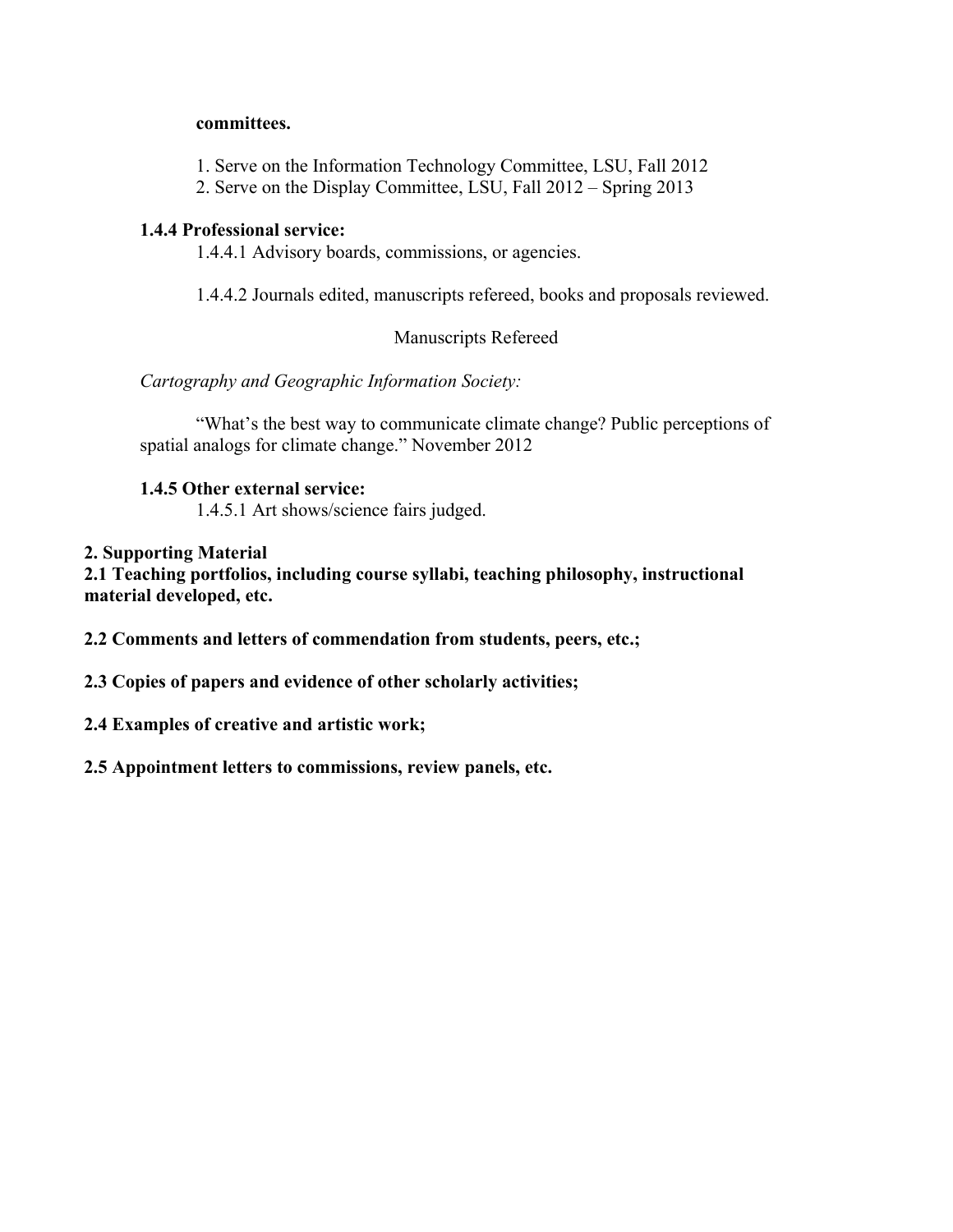**committees.**

1. Serve on the Information Technology Committee, LSU, Fall 2012
2. Serve on the Display Committee, LSU, Fall 2012 – Spring 2013

**1.4.4 Professional service:**

1.4.4.1 Advisory boards, commissions, or agencies.

1.4.4.2 Journals edited, manuscripts refereed, books and proposals reviewed.

Manuscripts Refereed

*Cartography and Geographic Information Society:*

"What's the best way to communicate climate change? Public perceptions of spatial analogs for climate change." November 2012

**1.4.5 Other external service:**

1.4.5.1 Art shows/science fairs judged.

**2. Supporting Material**

**2.1 Teaching portfolios, including course syllabi, teaching philosophy, instructional material developed, etc.**

**2.2 Comments and letters of commendation from students, peers, etc.;**

**2.3 Copies of papers and evidence of other scholarly activities;**

**2.4 Examples of creative and artistic work;**

**2.5 Appointment letters to commissions, review panels, etc.**